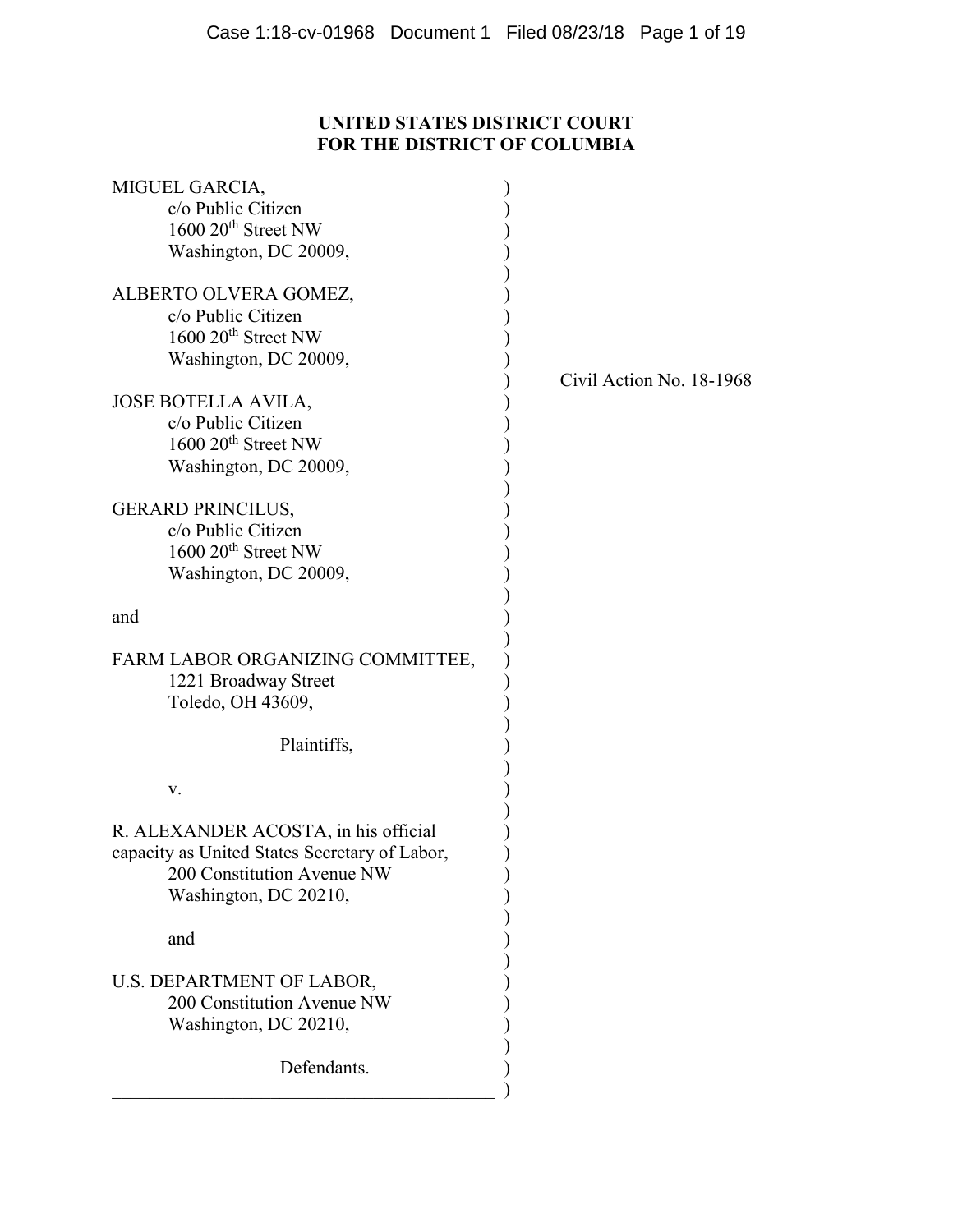**UNITED STATES DISTRICT COURT**
**FOR THE DISTRICT OF COLUMBIA**

MIGUEL GARCIA,
c/o Public Citizen
1600 20th Street NW
Washington, DC 20009,

ALBERTO OLVERA GOMEZ,
c/o Public Citizen
1600 20th Street NW
Washington, DC 20009,

JOSE BOTELLA AVILA,
c/o Public Citizen
1600 20th Street NW
Washington, DC 20009,

GERARD PRINCILUS,
c/o Public Citizen
1600 20th Street NW
Washington, DC 20009,

and

FARM LABOR ORGANIZING COMMITTEE,
1221 Broadway Street
Toledo, OH 43609,

Plaintiffs,

v.

R. ALEXANDER ACOSTA, in his official capacity as United States Secretary of Labor,
200 Constitution Avenue NW
Washington, DC 20210,

and

U.S. DEPARTMENT OF LABOR,
200 Constitution Avenue NW
Washington, DC 20210,

Defendants.

Civil Action No. 18-1968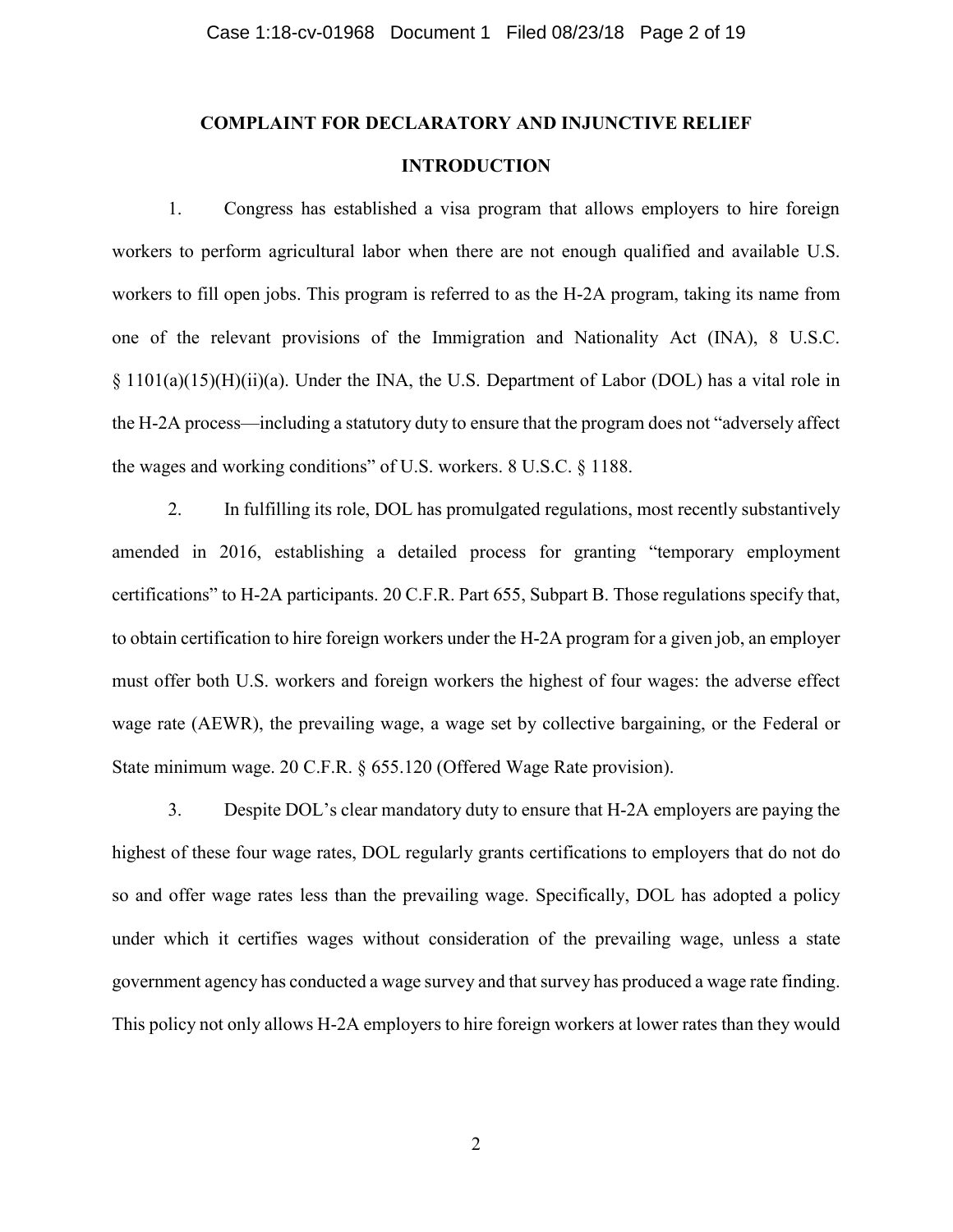**COMPLAINT FOR DECLARATORY AND INJUNCTIVE RELIEF**

**INTRODUCTION**

1. Congress has established a visa program that allows employers to hire foreign workers to perform agricultural labor when there are not enough qualified and available U.S. workers to fill open jobs. This program is referred to as the H-2A program, taking its name from one of the relevant provisions of the Immigration and Nationality Act (INA), 8 U.S.C. § 1101(a)(15)(H)(ii)(a). Under the INA, the U.S. Department of Labor (DOL) has a vital role in the H-2A process—including a statutory duty to ensure that the program does not "adversely affect the wages and working conditions" of U.S. workers. 8 U.S.C. § 1188.

2. In fulfilling its role, DOL has promulgated regulations, most recently substantively amended in 2016, establishing a detailed process for granting "temporary employment certifications" to H-2A participants. 20 C.F.R. Part 655, Subpart B. Those regulations specify that, to obtain certification to hire foreign workers under the H-2A program for a given job, an employer must offer both U.S. workers and foreign workers the highest of four wages: the adverse effect wage rate (AEWR), the prevailing wage, a wage set by collective bargaining, or the Federal or State minimum wage. 20 C.F.R. § 655.120 (Offered Wage Rate provision).

3. Despite DOL's clear mandatory duty to ensure that H-2A employers are paying the highest of these four wage rates, DOL regularly grants certifications to employers that do not do so and offer wage rates less than the prevailing wage. Specifically, DOL has adopted a policy under which it certifies wages without consideration of the prevailing wage, unless a state government agency has conducted a wage survey and that survey has produced a wage rate finding. This policy not only allows H-2A employers to hire foreign workers at lower rates than they would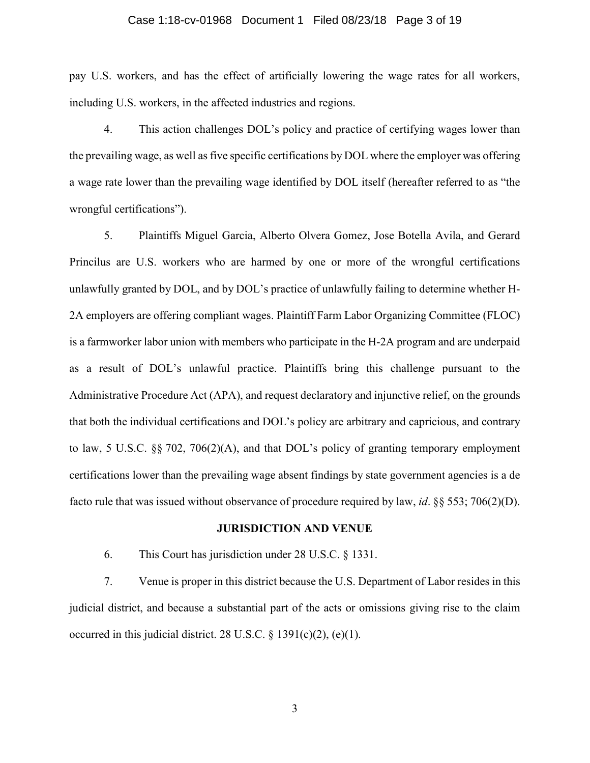pay U.S. workers, and has the effect of artificially lowering the wage rates for all workers, including U.S. workers, in the affected industries and regions.

4. This action challenges DOL's policy and practice of certifying wages lower than the prevailing wage, as well as five specific certifications by DOL where the employer was offering a wage rate lower than the prevailing wage identified by DOL itself (hereafter referred to as "the wrongful certifications").

5. Plaintiffs Miguel Garcia, Alberto Olvera Gomez, Jose Botella Avila, and Gerard Princilus are U.S. workers who are harmed by one or more of the wrongful certifications unlawfully granted by DOL, and by DOL's practice of unlawfully failing to determine whether H-2A employers are offering compliant wages. Plaintiff Farm Labor Organizing Committee (FLOC) is a farmworker labor union with members who participate in the H-2A program and are underpaid as a result of DOL's unlawful practice. Plaintiffs bring this challenge pursuant to the Administrative Procedure Act (APA), and request declaratory and injunctive relief, on the grounds that both the individual certifications and DOL's policy are arbitrary and capricious, and contrary to law, 5 U.S.C. §§ 702, 706(2)(A), and that DOL's policy of granting temporary employment certifications lower than the prevailing wage absent findings by state government agencies is a de facto rule that was issued without observance of procedure required by law, *id*. §§ 553; 706(2)(D).

## JURISDICTION AND VENUE

6. This Court has jurisdiction under 28 U.S.C. § 1331.

7. Venue is proper in this district because the U.S. Department of Labor resides in this judicial district, and because a substantial part of the acts or omissions giving rise to the claim occurred in this judicial district. 28 U.S.C. § 1391(c)(2), (e)(1).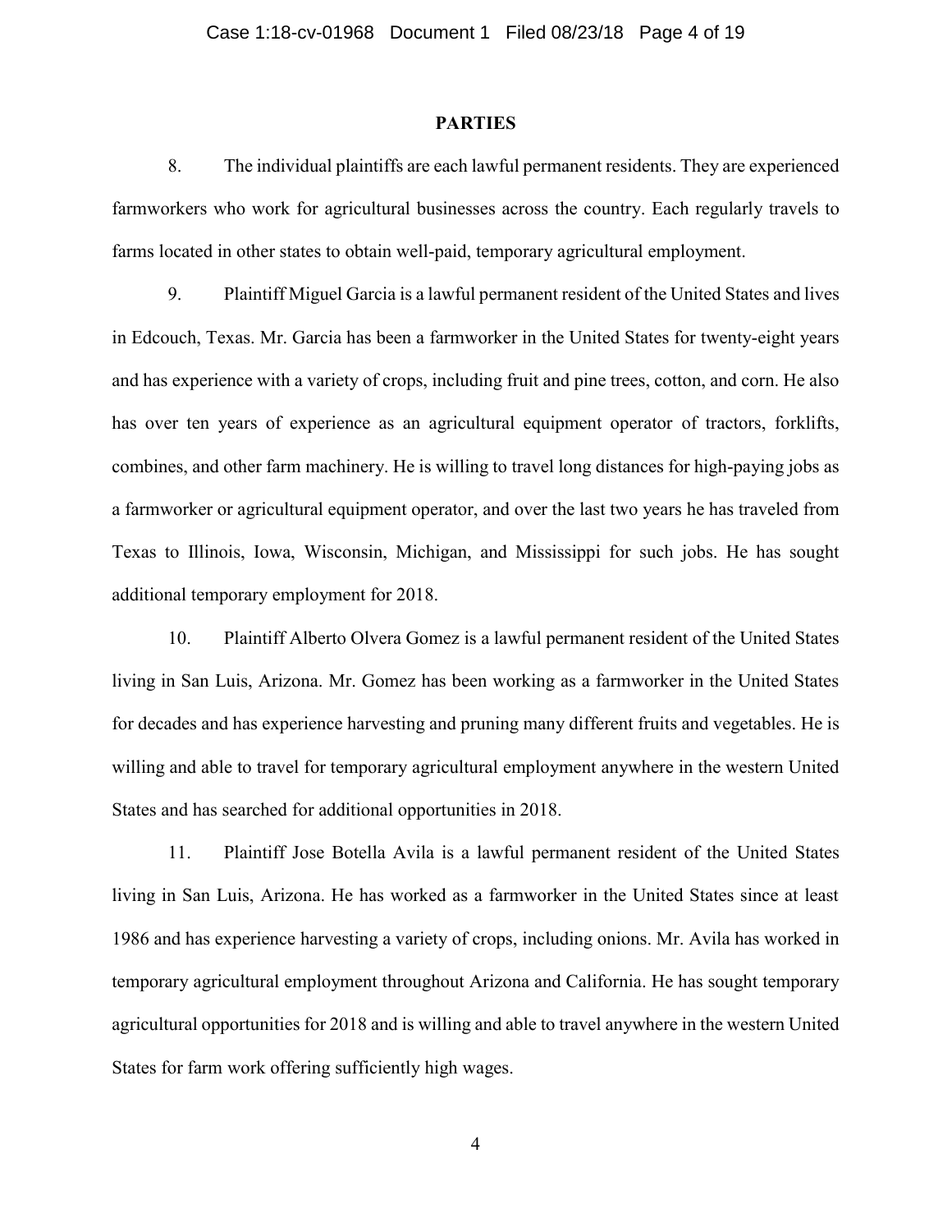## PARTIES

8. The individual plaintiffs are each lawful permanent residents. They are experienced farmworkers who work for agricultural businesses across the country. Each regularly travels to farms located in other states to obtain well-paid, temporary agricultural employment.

9. Plaintiff Miguel Garcia is a lawful permanent resident of the United States and lives in Edcouch, Texas. Mr. Garcia has been a farmworker in the United States for twenty-eight years and has experience with a variety of crops, including fruit and pine trees, cotton, and corn. He also has over ten years of experience as an agricultural equipment operator of tractors, forklifts, combines, and other farm machinery. He is willing to travel long distances for high-paying jobs as a farmworker or agricultural equipment operator, and over the last two years he has traveled from Texas to Illinois, Iowa, Wisconsin, Michigan, and Mississippi for such jobs. He has sought additional temporary employment for 2018.

10. Plaintiff Alberto Olvera Gomez is a lawful permanent resident of the United States living in San Luis, Arizona. Mr. Gomez has been working as a farmworker in the United States for decades and has experience harvesting and pruning many different fruits and vegetables. He is willing and able to travel for temporary agricultural employment anywhere in the western United States and has searched for additional opportunities in 2018.

11. Plaintiff Jose Botella Avila is a lawful permanent resident of the United States living in San Luis, Arizona. He has worked as a farmworker in the United States since at least 1986 and has experience harvesting a variety of crops, including onions. Mr. Avila has worked in temporary agricultural employment throughout Arizona and California. He has sought temporary agricultural opportunities for 2018 and is willing and able to travel anywhere in the western United States for farm work offering sufficiently high wages.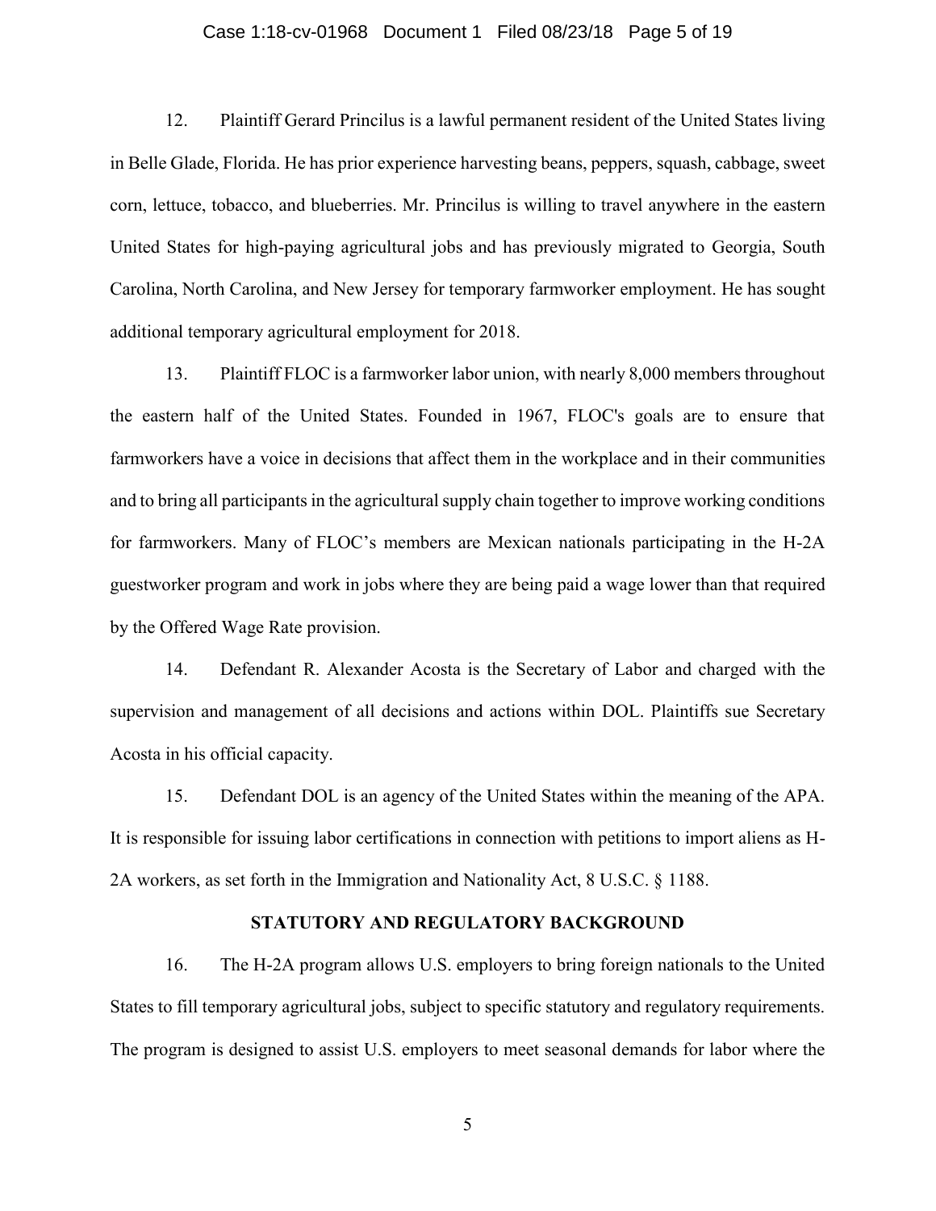12. Plaintiff Gerard Princilus is a lawful permanent resident of the United States living in Belle Glade, Florida. He has prior experience harvesting beans, peppers, squash, cabbage, sweet corn, lettuce, tobacco, and blueberries. Mr. Princilus is willing to travel anywhere in the eastern United States for high-paying agricultural jobs and has previously migrated to Georgia, South Carolina, North Carolina, and New Jersey for temporary farmworker employment. He has sought additional temporary agricultural employment for 2018.

13. Plaintiff FLOC is a farmworker labor union, with nearly 8,000 members throughout the eastern half of the United States. Founded in 1967, FLOC's goals are to ensure that farmworkers have a voice in decisions that affect them in the workplace and in their communities and to bring all participants in the agricultural supply chain together to improve working conditions for farmworkers. Many of FLOC's members are Mexican nationals participating in the H-2A guestworker program and work in jobs where they are being paid a wage lower than that required by the Offered Wage Rate provision.

14. Defendant R. Alexander Acosta is the Secretary of Labor and charged with the supervision and management of all decisions and actions within DOL. Plaintiffs sue Secretary Acosta in his official capacity.

15. Defendant DOL is an agency of the United States within the meaning of the APA. It is responsible for issuing labor certifications in connection with petitions to import aliens as H-2A workers, as set forth in the Immigration and Nationality Act, 8 U.S.C. § 1188.

## STATUTORY AND REGULATORY BACKGROUND

16. The H-2A program allows U.S. employers to bring foreign nationals to the United States to fill temporary agricultural jobs, subject to specific statutory and regulatory requirements. The program is designed to assist U.S. employers to meet seasonal demands for labor where the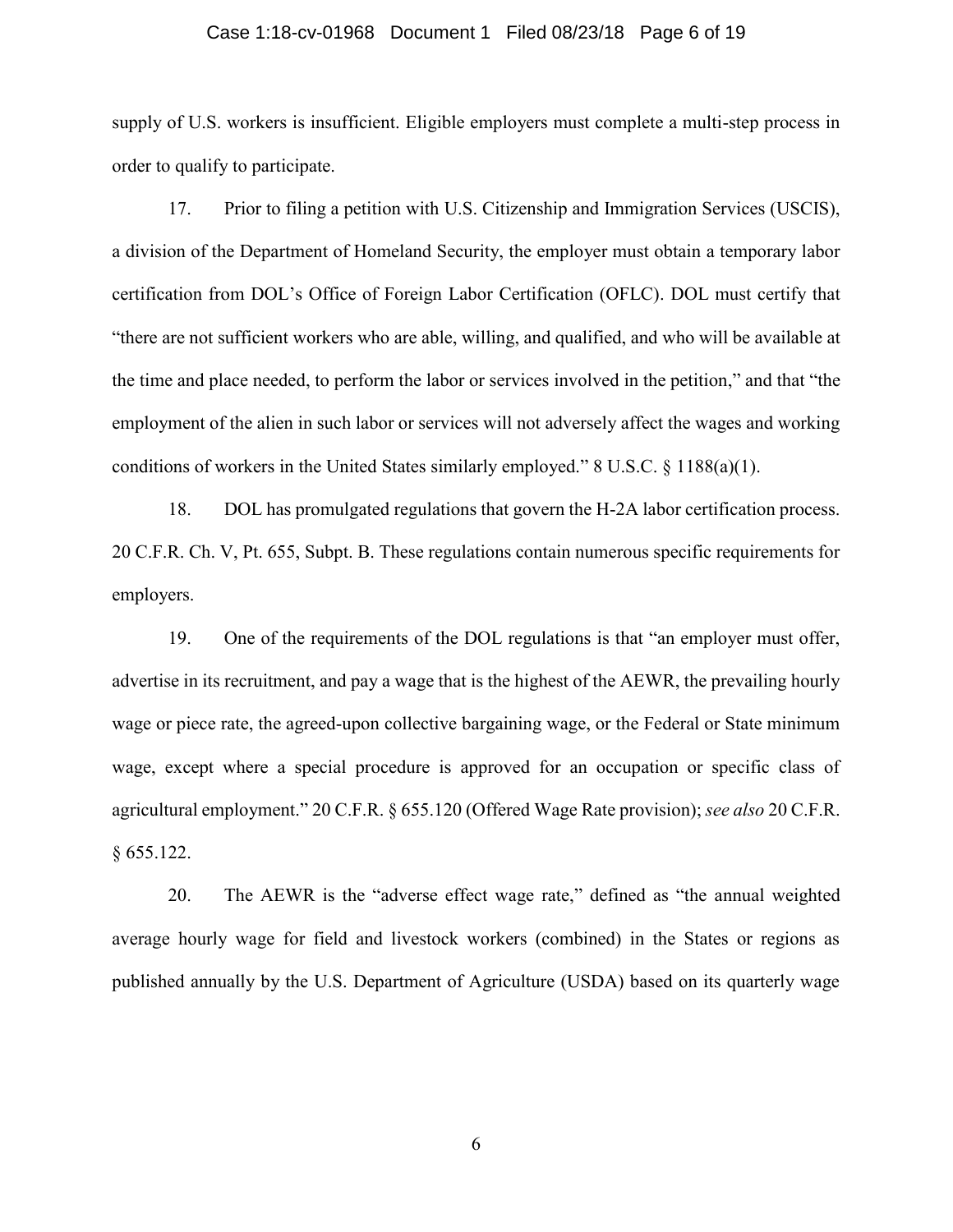supply of U.S. workers is insufficient. Eligible employers must complete a multi-step process in order to qualify to participate.

17. Prior to filing a petition with U.S. Citizenship and Immigration Services (USCIS), a division of the Department of Homeland Security, the employer must obtain a temporary labor certification from DOL's Office of Foreign Labor Certification (OFLC). DOL must certify that "there are not sufficient workers who are able, willing, and qualified, and who will be available at the time and place needed, to perform the labor or services involved in the petition," and that "the employment of the alien in such labor or services will not adversely affect the wages and working conditions of workers in the United States similarly employed." 8 U.S.C. § 1188(a)(1).

18. DOL has promulgated regulations that govern the H-2A labor certification process. 20 C.F.R. Ch. V, Pt. 655, Subpt. B. These regulations contain numerous specific requirements for employers.

19. One of the requirements of the DOL regulations is that "an employer must offer, advertise in its recruitment, and pay a wage that is the highest of the AEWR, the prevailing hourly wage or piece rate, the agreed-upon collective bargaining wage, or the Federal or State minimum wage, except where a special procedure is approved for an occupation or specific class of agricultural employment." 20 C.F.R. § 655.120 (Offered Wage Rate provision); *see also* 20 C.F.R. § 655.122.

20. The AEWR is the "adverse effect wage rate," defined as "the annual weighted average hourly wage for field and livestock workers (combined) in the States or regions as published annually by the U.S. Department of Agriculture (USDA) based on its quarterly wage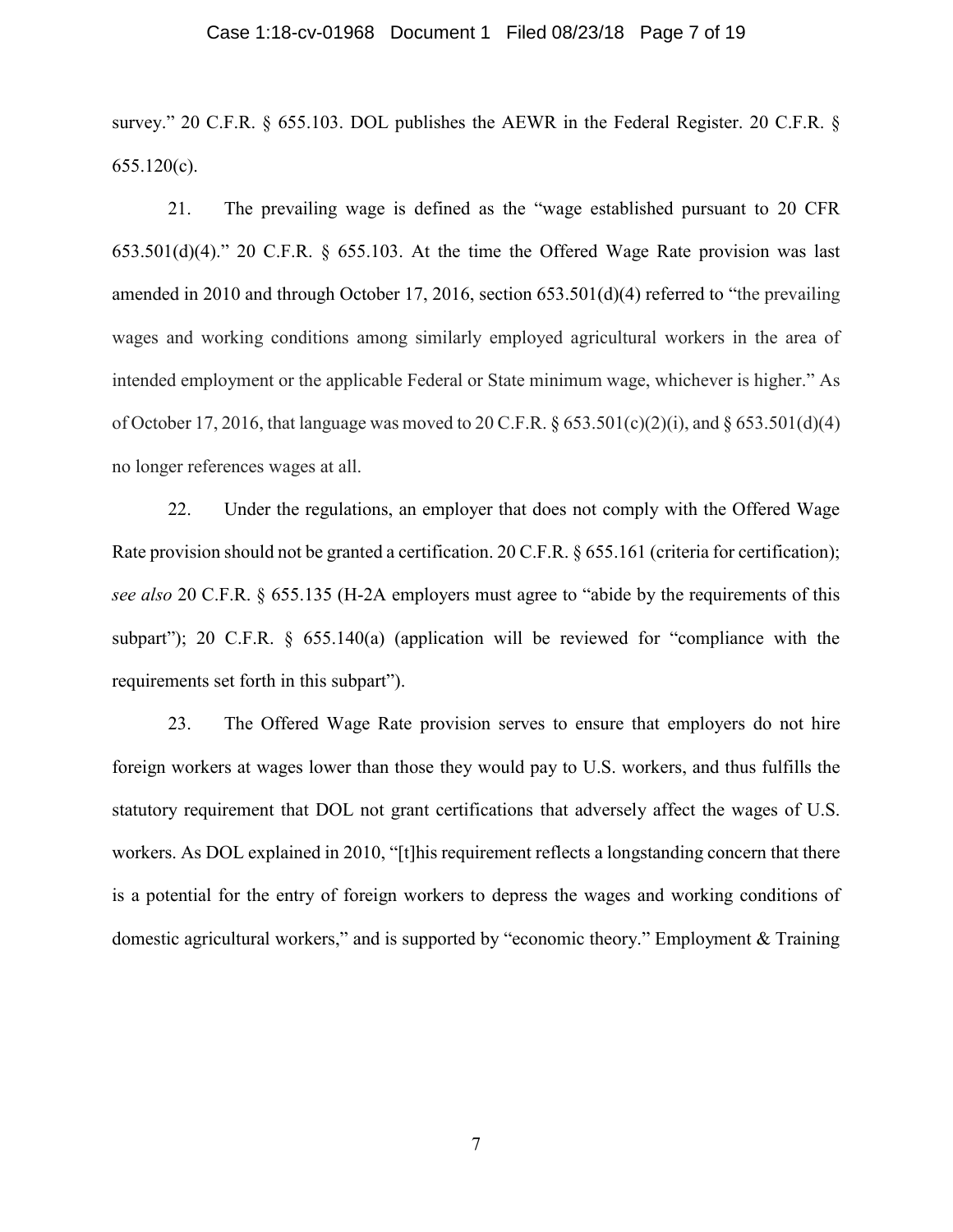survey." 20 C.F.R. § 655.103. DOL publishes the AEWR in the Federal Register. 20 C.F.R. § 655.120(c).

21. The prevailing wage is defined as the "wage established pursuant to 20 CFR 653.501(d)(4)." 20 C.F.R. § 655.103. At the time the Offered Wage Rate provision was last amended in 2010 and through October 17, 2016, section 653.501(d)(4) referred to "the prevailing wages and working conditions among similarly employed agricultural workers in the area of intended employment or the applicable Federal or State minimum wage, whichever is higher." As of October 17, 2016, that language was moved to 20 C.F.R. § 653.501(c)(2)(i), and § 653.501(d)(4) no longer references wages at all.

22. Under the regulations, an employer that does not comply with the Offered Wage Rate provision should not be granted a certification. 20 C.F.R. § 655.161 (criteria for certification); *see also* 20 C.F.R. § 655.135 (H-2A employers must agree to "abide by the requirements of this subpart"); 20 C.F.R. § 655.140(a) (application will be reviewed for "compliance with the requirements set forth in this subpart").

23. The Offered Wage Rate provision serves to ensure that employers do not hire foreign workers at wages lower than those they would pay to U.S. workers, and thus fulfills the statutory requirement that DOL not grant certifications that adversely affect the wages of U.S. workers. As DOL explained in 2010, "[t]his requirement reflects a longstanding concern that there is a potential for the entry of foreign workers to depress the wages and working conditions of domestic agricultural workers," and is supported by "economic theory." Employment & Training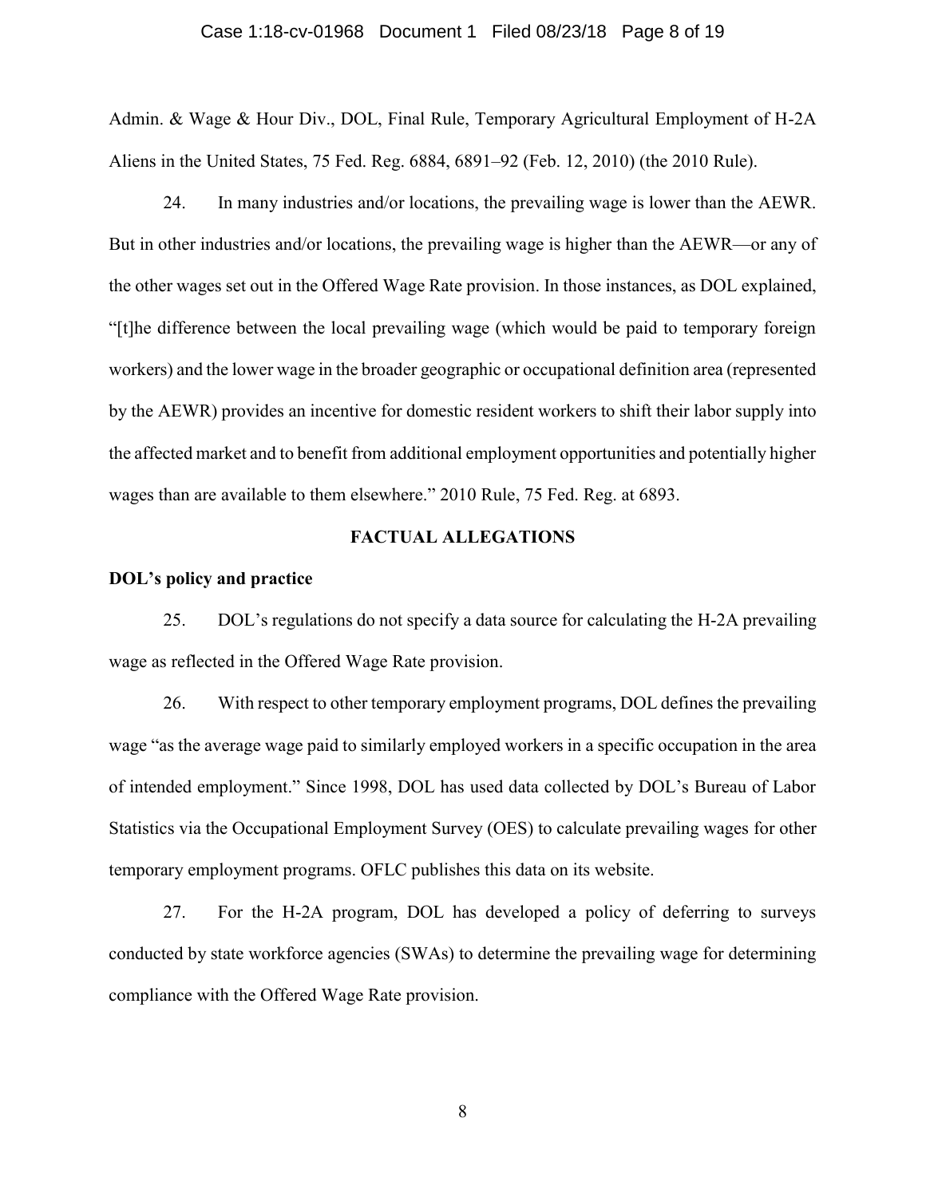Admin. & Wage & Hour Div., DOL, Final Rule, Temporary Agricultural Employment of H-2A Aliens in the United States, 75 Fed. Reg. 6884, 6891–92 (Feb. 12, 2010) (the 2010 Rule).

24. In many industries and/or locations, the prevailing wage is lower than the AEWR. But in other industries and/or locations, the prevailing wage is higher than the AEWR—or any of the other wages set out in the Offered Wage Rate provision. In those instances, as DOL explained, "[t]he difference between the local prevailing wage (which would be paid to temporary foreign workers) and the lower wage in the broader geographic or occupational definition area (represented by the AEWR) provides an incentive for domestic resident workers to shift their labor supply into the affected market and to benefit from additional employment opportunities and potentially higher wages than are available to them elsewhere." 2010 Rule, 75 Fed. Reg. at 6893.

## FACTUAL ALLEGATIONS

**DOL's policy and practice**

25. DOL's regulations do not specify a data source for calculating the H-2A prevailing wage as reflected in the Offered Wage Rate provision.

26. With respect to other temporary employment programs, DOL defines the prevailing wage "as the average wage paid to similarly employed workers in a specific occupation in the area of intended employment." Since 1998, DOL has used data collected by DOL's Bureau of Labor Statistics via the Occupational Employment Survey (OES) to calculate prevailing wages for other temporary employment programs. OFLC publishes this data on its website.

27. For the H-2A program, DOL has developed a policy of deferring to surveys conducted by state workforce agencies (SWAs) to determine the prevailing wage for determining compliance with the Offered Wage Rate provision.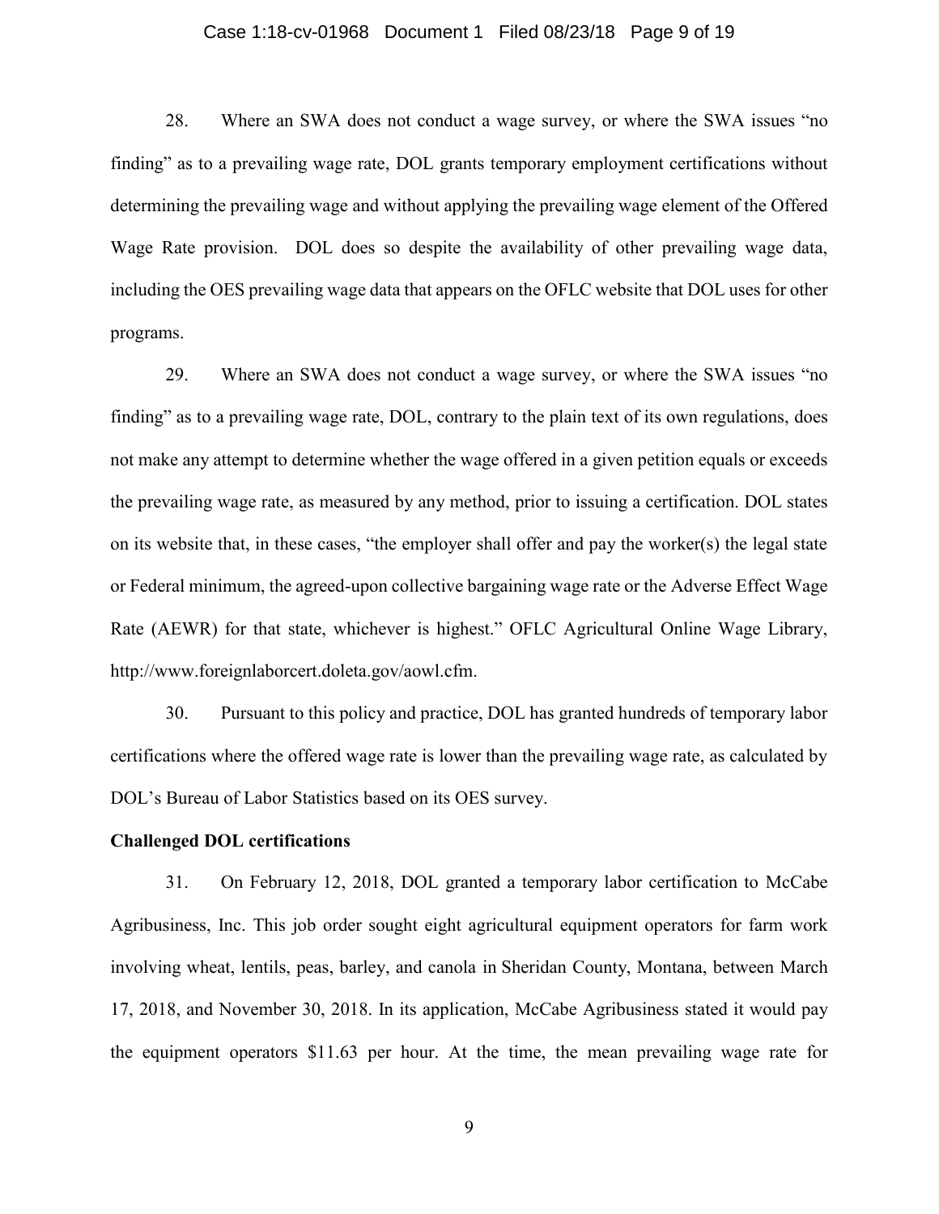28. Where an SWA does not conduct a wage survey, or where the SWA issues "no finding" as to a prevailing wage rate, DOL grants temporary employment certifications without determining the prevailing wage and without applying the prevailing wage element of the Offered Wage Rate provision. DOL does so despite the availability of other prevailing wage data, including the OES prevailing wage data that appears on the OFLC website that DOL uses for other programs.

29. Where an SWA does not conduct a wage survey, or where the SWA issues "no finding" as to a prevailing wage rate, DOL, contrary to the plain text of its own regulations, does not make any attempt to determine whether the wage offered in a given petition equals or exceeds the prevailing wage rate, as measured by any method, prior to issuing a certification. DOL states on its website that, in these cases, "the employer shall offer and pay the worker(s) the legal state or Federal minimum, the agreed-upon collective bargaining wage rate or the Adverse Effect Wage Rate (AEWR) for that state, whichever is highest." OFLC Agricultural Online Wage Library, http://www.foreignlaborcert.doleta.gov/aowl.cfm.

30. Pursuant to this policy and practice, DOL has granted hundreds of temporary labor certifications where the offered wage rate is lower than the prevailing wage rate, as calculated by DOL's Bureau of Labor Statistics based on its OES survey.

**Challenged DOL certifications**

31. On February 12, 2018, DOL granted a temporary labor certification to McCabe Agribusiness, Inc. This job order sought eight agricultural equipment operators for farm work involving wheat, lentils, peas, barley, and canola in Sheridan County, Montana, between March 17, 2018, and November 30, 2018. In its application, McCabe Agribusiness stated it would pay the equipment operators $11.63 per hour. At the time, the mean prevailing wage rate for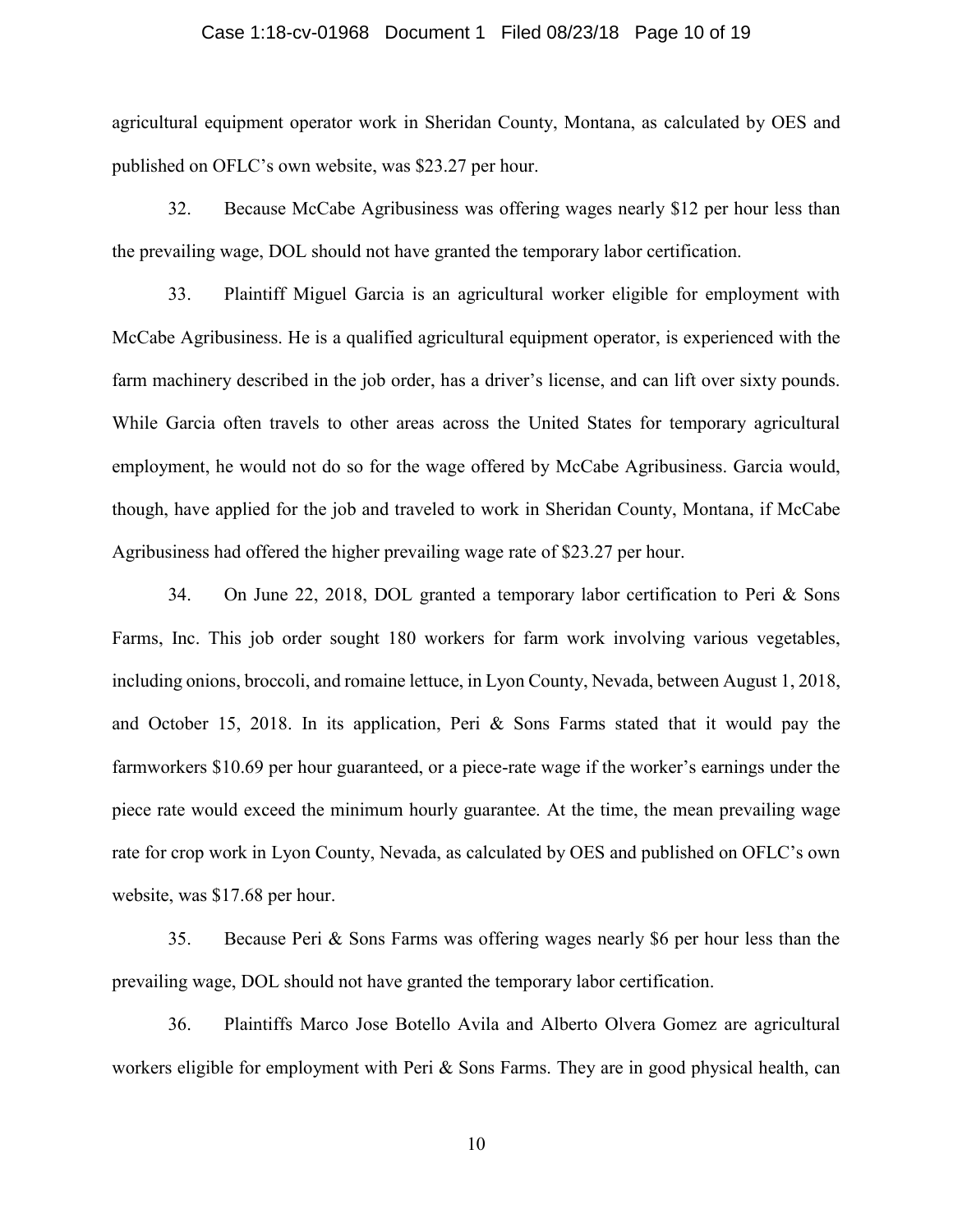agricultural equipment operator work in Sheridan County, Montana, as calculated by OES and published on OFLC's own website, was $23.27 per hour.

32. Because McCabe Agribusiness was offering wages nearly $12 per hour less than the prevailing wage, DOL should not have granted the temporary labor certification.

33. Plaintiff Miguel Garcia is an agricultural worker eligible for employment with McCabe Agribusiness. He is a qualified agricultural equipment operator, is experienced with the farm machinery described in the job order, has a driver's license, and can lift over sixty pounds. While Garcia often travels to other areas across the United States for temporary agricultural employment, he would not do so for the wage offered by McCabe Agribusiness. Garcia would, though, have applied for the job and traveled to work in Sheridan County, Montana, if McCabe Agribusiness had offered the higher prevailing wage rate of $23.27 per hour.

34. On June 22, 2018, DOL granted a temporary labor certification to Peri & Sons Farms, Inc. This job order sought 180 workers for farm work involving various vegetables, including onions, broccoli, and romaine lettuce, in Lyon County, Nevada, between August 1, 2018, and October 15, 2018. In its application, Peri & Sons Farms stated that it would pay the farmworkers $10.69 per hour guaranteed, or a piece-rate wage if the worker's earnings under the piece rate would exceed the minimum hourly guarantee. At the time, the mean prevailing wage rate for crop work in Lyon County, Nevada, as calculated by OES and published on OFLC's own website, was $17.68 per hour.

35. Because Peri & Sons Farms was offering wages nearly $6 per hour less than the prevailing wage, DOL should not have granted the temporary labor certification.

36. Plaintiffs Marco Jose Botello Avila and Alberto Olvera Gomez are agricultural workers eligible for employment with Peri & Sons Farms. They are in good physical health, can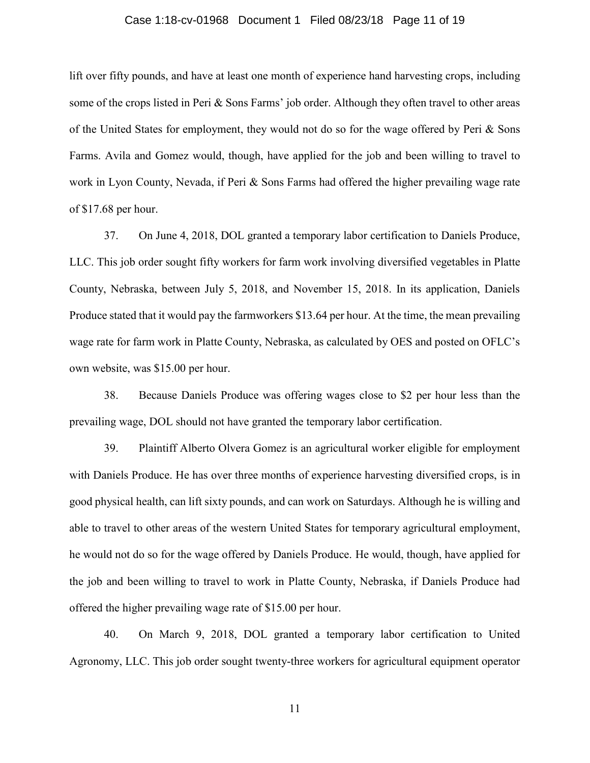lift over fifty pounds, and have at least one month of experience hand harvesting crops, including some of the crops listed in Peri & Sons Farms' job order. Although they often travel to other areas of the United States for employment, they would not do so for the wage offered by Peri & Sons Farms. Avila and Gomez would, though, have applied for the job and been willing to travel to work in Lyon County, Nevada, if Peri & Sons Farms had offered the higher prevailing wage rate of $17.68 per hour.

37. On June 4, 2018, DOL granted a temporary labor certification to Daniels Produce, LLC. This job order sought fifty workers for farm work involving diversified vegetables in Platte County, Nebraska, between July 5, 2018, and November 15, 2018. In its application, Daniels Produce stated that it would pay the farmworkers $13.64 per hour. At the time, the mean prevailing wage rate for farm work in Platte County, Nebraska, as calculated by OES and posted on OFLC's own website, was $15.00 per hour.

38. Because Daniels Produce was offering wages close to $2 per hour less than the prevailing wage, DOL should not have granted the temporary labor certification.

39. Plaintiff Alberto Olvera Gomez is an agricultural worker eligible for employment with Daniels Produce. He has over three months of experience harvesting diversified crops, is in good physical health, can lift sixty pounds, and can work on Saturdays. Although he is willing and able to travel to other areas of the western United States for temporary agricultural employment, he would not do so for the wage offered by Daniels Produce. He would, though, have applied for the job and been willing to travel to work in Platte County, Nebraska, if Daniels Produce had offered the higher prevailing wage rate of $15.00 per hour.

40. On March 9, 2018, DOL granted a temporary labor certification to United Agronomy, LLC. This job order sought twenty-three workers for agricultural equipment operator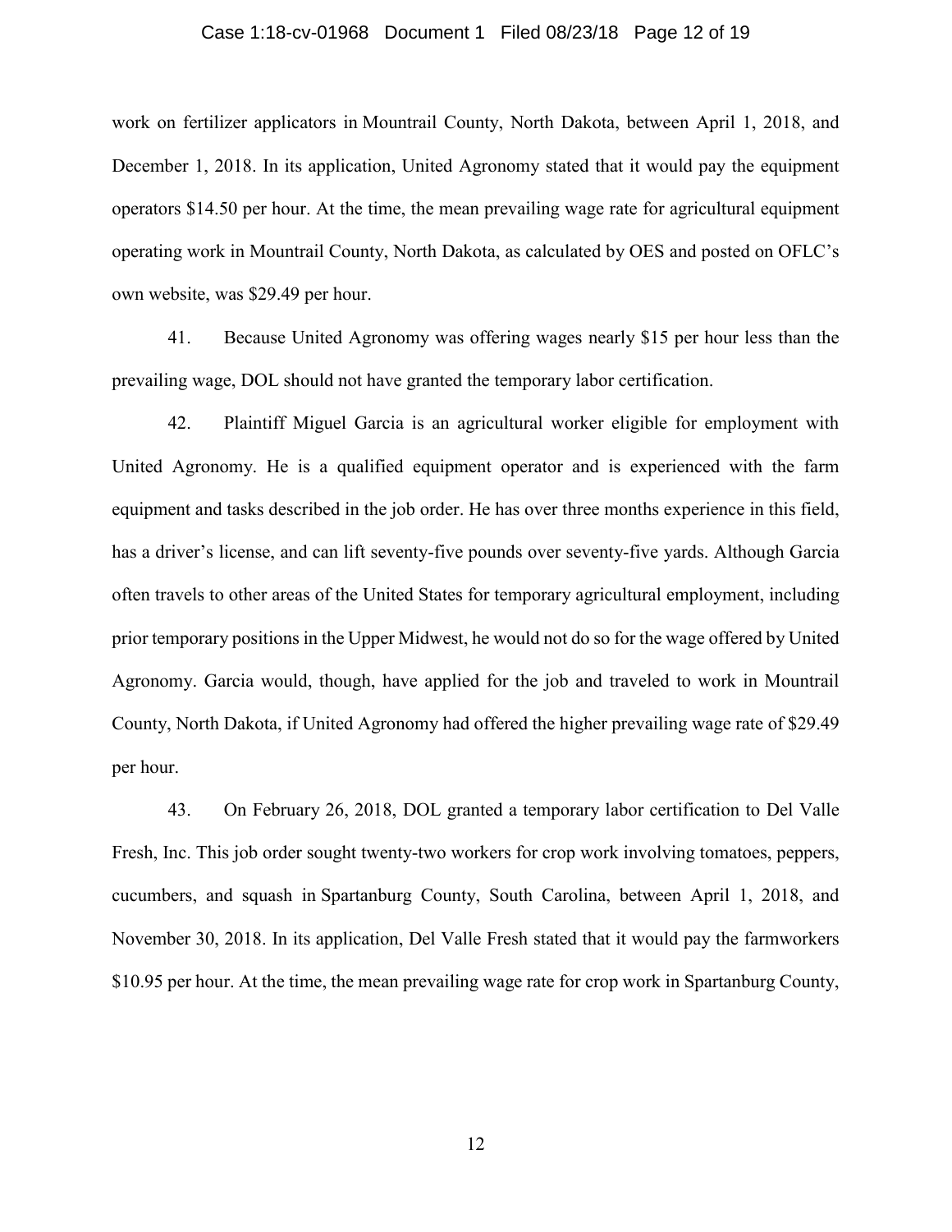work on fertilizer applicators in Mountrail County, North Dakota, between April 1, 2018, and December 1, 2018. In its application, United Agronomy stated that it would pay the equipment operators $14.50 per hour. At the time, the mean prevailing wage rate for agricultural equipment operating work in Mountrail County, North Dakota, as calculated by OES and posted on OFLC's own website, was $29.49 per hour.

41. Because United Agronomy was offering wages nearly $15 per hour less than the prevailing wage, DOL should not have granted the temporary labor certification.

42. Plaintiff Miguel Garcia is an agricultural worker eligible for employment with United Agronomy. He is a qualified equipment operator and is experienced with the farm equipment and tasks described in the job order. He has over three months experience in this field, has a driver's license, and can lift seventy-five pounds over seventy-five yards. Although Garcia often travels to other areas of the United States for temporary agricultural employment, including prior temporary positions in the Upper Midwest, he would not do so for the wage offered by United Agronomy. Garcia would, though, have applied for the job and traveled to work in Mountrail County, North Dakota, if United Agronomy had offered the higher prevailing wage rate of $29.49 per hour.

43. On February 26, 2018, DOL granted a temporary labor certification to Del Valle Fresh, Inc. This job order sought twenty-two workers for crop work involving tomatoes, peppers, cucumbers, and squash in Spartanburg County, South Carolina, between April 1, 2018, and November 30, 2018. In its application, Del Valle Fresh stated that it would pay the farmworkers $10.95 per hour. At the time, the mean prevailing wage rate for crop work in Spartanburg County,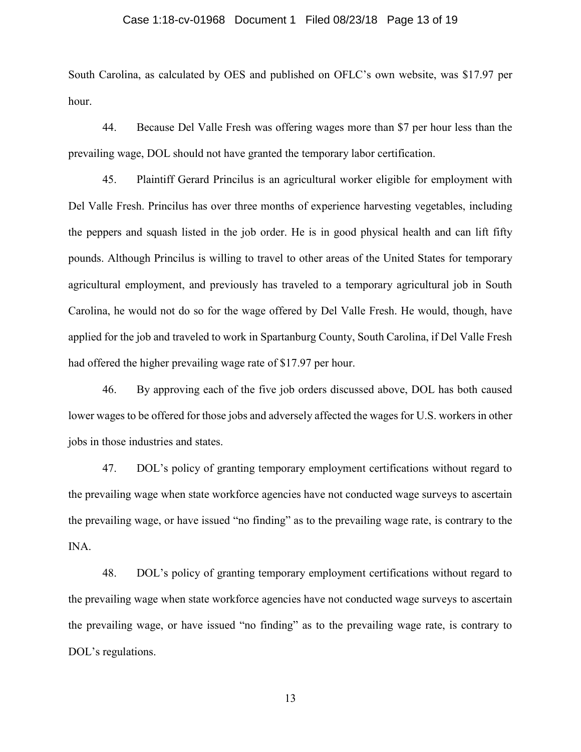South Carolina, as calculated by OES and published on OFLC's own website, was $17.97 per hour.

44. Because Del Valle Fresh was offering wages more than $7 per hour less than the prevailing wage, DOL should not have granted the temporary labor certification.

45. Plaintiff Gerard Princilus is an agricultural worker eligible for employment with Del Valle Fresh. Princilus has over three months of experience harvesting vegetables, including the peppers and squash listed in the job order. He is in good physical health and can lift fifty pounds. Although Princilus is willing to travel to other areas of the United States for temporary agricultural employment, and previously has traveled to a temporary agricultural job in South Carolina, he would not do so for the wage offered by Del Valle Fresh. He would, though, have applied for the job and traveled to work in Spartanburg County, South Carolina, if Del Valle Fresh had offered the higher prevailing wage rate of $17.97 per hour.

46. By approving each of the five job orders discussed above, DOL has both caused lower wages to be offered for those jobs and adversely affected the wages for U.S. workers in other jobs in those industries and states.

47. DOL's policy of granting temporary employment certifications without regard to the prevailing wage when state workforce agencies have not conducted wage surveys to ascertain the prevailing wage, or have issued "no finding" as to the prevailing wage rate, is contrary to the INA.

48. DOL's policy of granting temporary employment certifications without regard to the prevailing wage when state workforce agencies have not conducted wage surveys to ascertain the prevailing wage, or have issued "no finding" as to the prevailing wage rate, is contrary to DOL's regulations.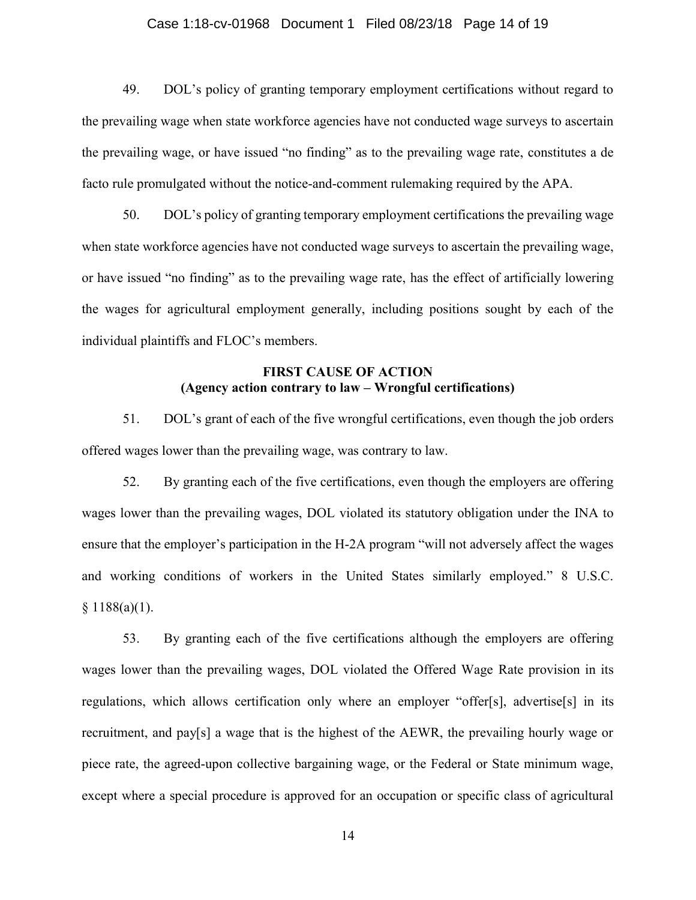49. DOL's policy of granting temporary employment certifications without regard to the prevailing wage when state workforce agencies have not conducted wage surveys to ascertain the prevailing wage, or have issued "no finding" as to the prevailing wage rate, constitutes a de facto rule promulgated without the notice-and-comment rulemaking required by the APA.

50. DOL's policy of granting temporary employment certifications the prevailing wage when state workforce agencies have not conducted wage surveys to ascertain the prevailing wage, or have issued "no finding" as to the prevailing wage rate, has the effect of artificially lowering the wages for agricultural employment generally, including positions sought by each of the individual plaintiffs and FLOC's members.

**FIRST CAUSE OF ACTION**
**(Agency action contrary to law – Wrongful certifications)**

51. DOL's grant of each of the five wrongful certifications, even though the job orders offered wages lower than the prevailing wage, was contrary to law.

52. By granting each of the five certifications, even though the employers are offering wages lower than the prevailing wages, DOL violated its statutory obligation under the INA to ensure that the employer's participation in the H-2A program "will not adversely affect the wages and working conditions of workers in the United States similarly employed." 8 U.S.C. § 1188(a)(1).

53. By granting each of the five certifications although the employers are offering wages lower than the prevailing wages, DOL violated the Offered Wage Rate provision in its regulations, which allows certification only where an employer "offer[s], advertise[s] in its recruitment, and pay[s] a wage that is the highest of the AEWR, the prevailing hourly wage or piece rate, the agreed-upon collective bargaining wage, or the Federal or State minimum wage, except where a special procedure is approved for an occupation or specific class of agricultural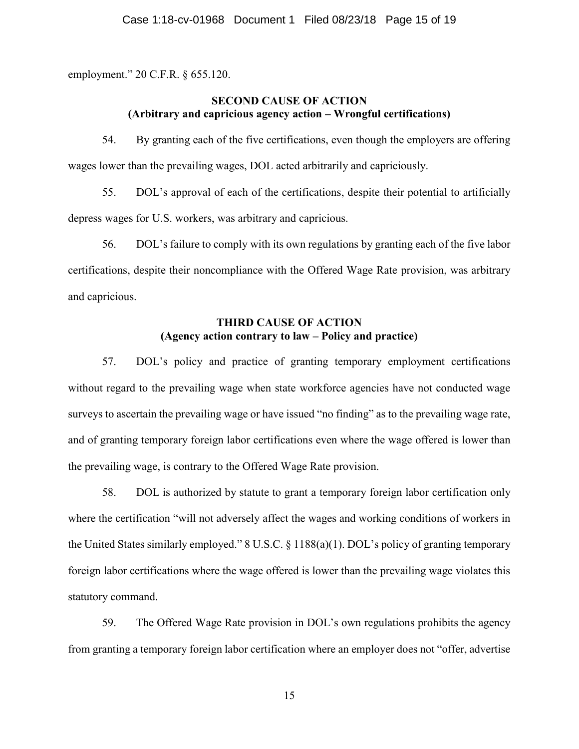employment." 20 C.F.R. § 655.120.

## SECOND CAUSE OF ACTION
## (Arbitrary and capricious agency action – Wrongful certifications)

54. By granting each of the five certifications, even though the employers are offering wages lower than the prevailing wages, DOL acted arbitrarily and capriciously.

55. DOL's approval of each of the certifications, despite their potential to artificially depress wages for U.S. workers, was arbitrary and capricious.

56. DOL's failure to comply with its own regulations by granting each of the five labor certifications, despite their noncompliance with the Offered Wage Rate provision, was arbitrary and capricious.

## THIRD CAUSE OF ACTION
## (Agency action contrary to law – Policy and practice)

57. DOL's policy and practice of granting temporary employment certifications without regard to the prevailing wage when state workforce agencies have not conducted wage surveys to ascertain the prevailing wage or have issued "no finding" as to the prevailing wage rate, and of granting temporary foreign labor certifications even where the wage offered is lower than the prevailing wage, is contrary to the Offered Wage Rate provision.

58. DOL is authorized by statute to grant a temporary foreign labor certification only where the certification "will not adversely affect the wages and working conditions of workers in the United States similarly employed." 8 U.S.C. § 1188(a)(1). DOL's policy of granting temporary foreign labor certifications where the wage offered is lower than the prevailing wage violates this statutory command.

59. The Offered Wage Rate provision in DOL's own regulations prohibits the agency from granting a temporary foreign labor certification where an employer does not "offer, advertise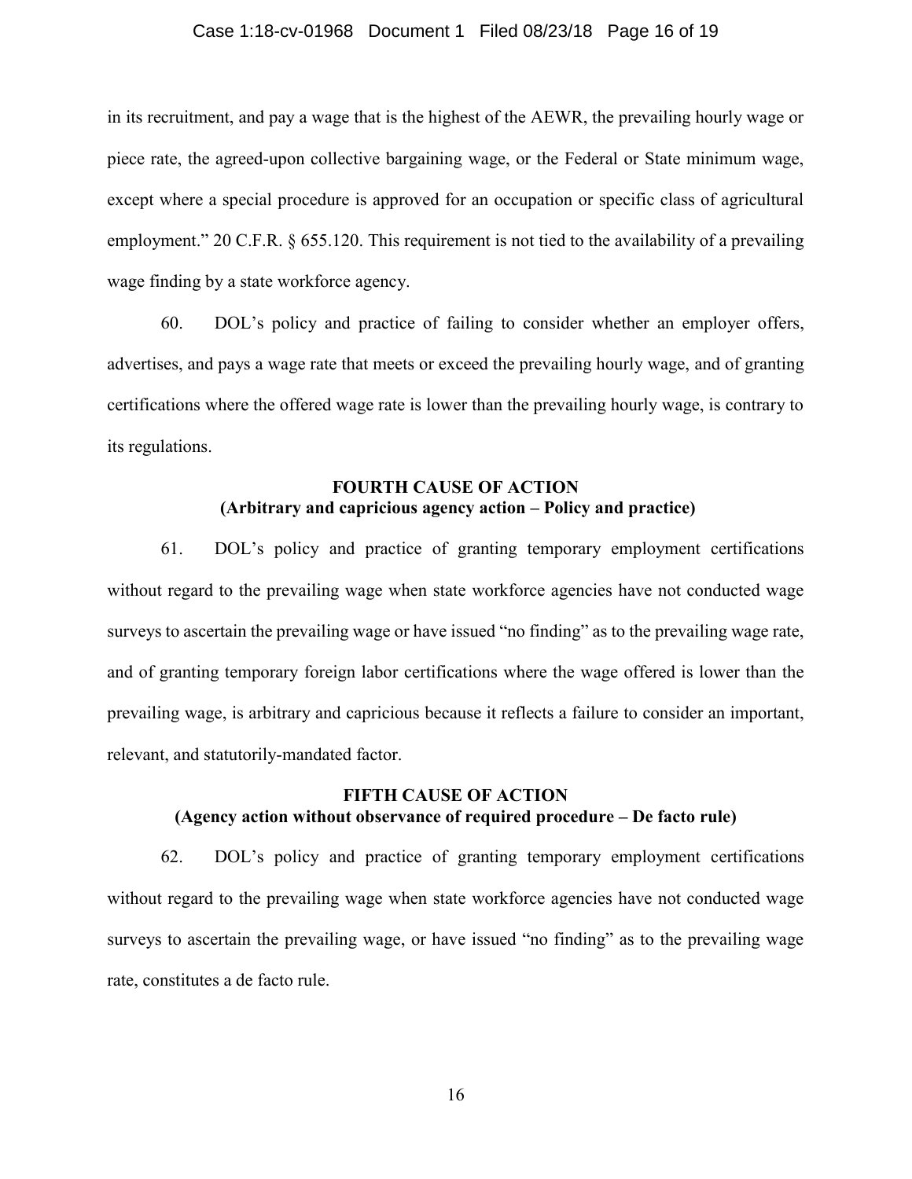in its recruitment, and pay a wage that is the highest of the AEWR, the prevailing hourly wage or piece rate, the agreed-upon collective bargaining wage, or the Federal or State minimum wage, except where a special procedure is approved for an occupation or specific class of agricultural employment." 20 C.F.R. § 655.120. This requirement is not tied to the availability of a prevailing wage finding by a state workforce agency.

60. DOL's policy and practice of failing to consider whether an employer offers, advertises, and pays a wage rate that meets or exceed the prevailing hourly wage, and of granting certifications where the offered wage rate is lower than the prevailing hourly wage, is contrary to its regulations.

## FOURTH CAUSE OF ACTION
**(Arbitrary and capricious agency action – Policy and practice)**

61. DOL's policy and practice of granting temporary employment certifications without regard to the prevailing wage when state workforce agencies have not conducted wage surveys to ascertain the prevailing wage or have issued "no finding" as to the prevailing wage rate, and of granting temporary foreign labor certifications where the wage offered is lower than the prevailing wage, is arbitrary and capricious because it reflects a failure to consider an important, relevant, and statutorily-mandated factor.

## FIFTH CAUSE OF ACTION
**(Agency action without observance of required procedure – De facto rule)**

62. DOL's policy and practice of granting temporary employment certifications without regard to the prevailing wage when state workforce agencies have not conducted wage surveys to ascertain the prevailing wage, or have issued "no finding" as to the prevailing wage rate, constitutes a de facto rule.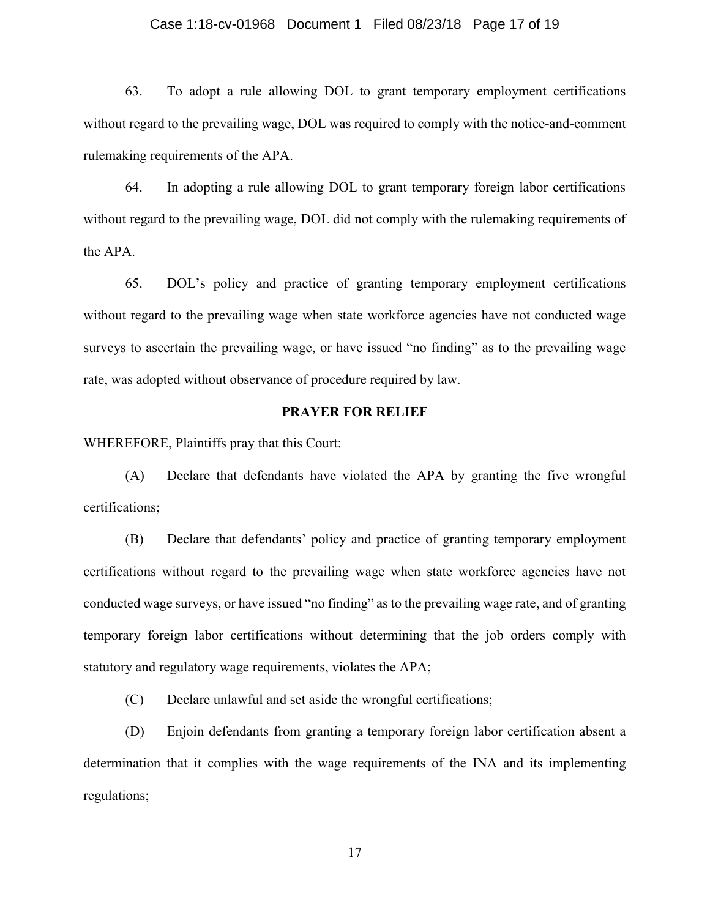63. To adopt a rule allowing DOL to grant temporary employment certifications without regard to the prevailing wage, DOL was required to comply with the notice-and-comment rulemaking requirements of the APA.

64. In adopting a rule allowing DOL to grant temporary foreign labor certifications without regard to the prevailing wage, DOL did not comply with the rulemaking requirements of the APA.

65. DOL's policy and practice of granting temporary employment certifications without regard to the prevailing wage when state workforce agencies have not conducted wage surveys to ascertain the prevailing wage, or have issued "no finding" as to the prevailing wage rate, was adopted without observance of procedure required by law.

## PRAYER FOR RELIEF

WHEREFORE, Plaintiffs pray that this Court:

(A) Declare that defendants have violated the APA by granting the five wrongful certifications;

(B) Declare that defendants' policy and practice of granting temporary employment certifications without regard to the prevailing wage when state workforce agencies have not conducted wage surveys, or have issued "no finding" as to the prevailing wage rate, and of granting temporary foreign labor certifications without determining that the job orders comply with statutory and regulatory wage requirements, violates the APA;

(C) Declare unlawful and set aside the wrongful certifications;

(D) Enjoin defendants from granting a temporary foreign labor certification absent a determination that it complies with the wage requirements of the INA and its implementing regulations;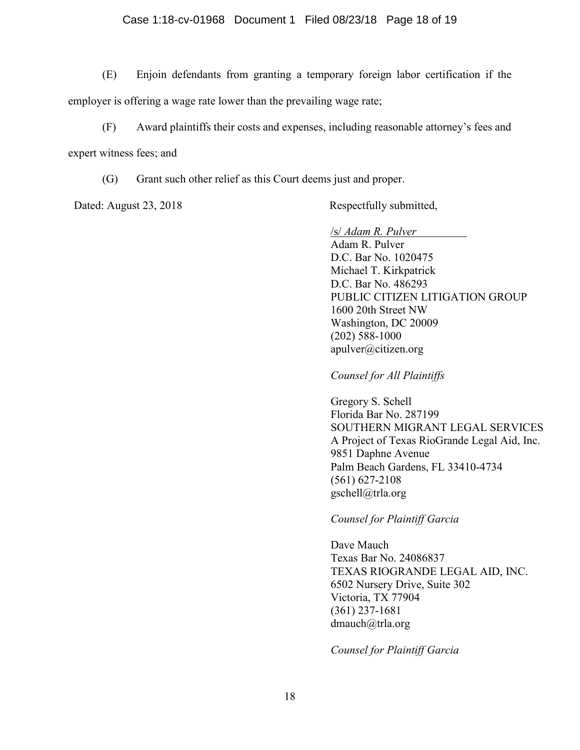(E) Enjoin defendants from granting a temporary foreign labor certification if the employer is offering a wage rate lower than the prevailing wage rate;

(F) Award plaintiffs their costs and expenses, including reasonable attorney's fees and expert witness fees; and

(G) Grant such other relief as this Court deems just and proper.

Dated: August 23, 2018

Respectfully submitted,

/s/ *Adam R. Pulver*
Adam R. Pulver
D.C. Bar No. 1020475
Michael T. Kirkpatrick
D.C. Bar No. 486293
PUBLIC CITIZEN LITIGATION GROUP
1600 20th Street NW
Washington, DC 20009
(202) 588-1000
apulver@citizen.org

*Counsel for All Plaintiffs*

Gregory S. Schell
Florida Bar No. 287199
SOUTHERN MIGRANT LEGAL SERVICES
A Project of Texas RioGrande Legal Aid, Inc.
9851 Daphne Avenue
Palm Beach Gardens, FL 33410-4734
(561) 627-2108
gschell@trla.org

*Counsel for Plaintiff Garcia*

Dave Mauch
Texas Bar No. 24086837
TEXAS RIOGRANDE LEGAL AID, INC.
6502 Nursery Drive, Suite 302
Victoria, TX 77904
(361) 237-1681
dmauch@trla.org

*Counsel for Plaintiff Garcia*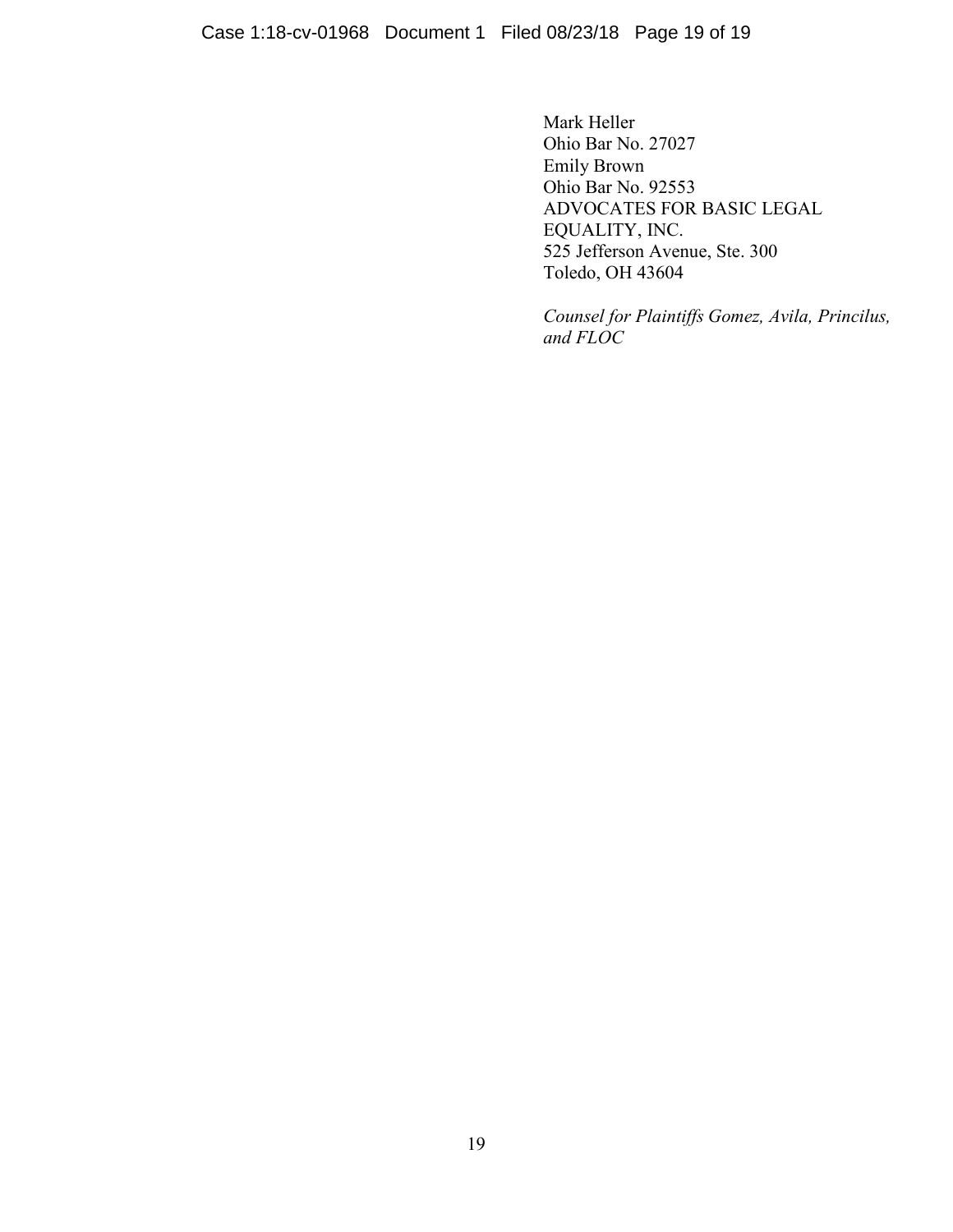Mark Heller  
Ohio Bar No. 27027  
Emily Brown  
Ohio Bar No. 92553  
ADVOCATES FOR BASIC LEGAL EQUALITY, INC.  
525 Jefferson Avenue, Ste. 300  
Toledo, OH 43604

*Counsel for Plaintiffs Gomez, Avila, Princilus, and FLOC*